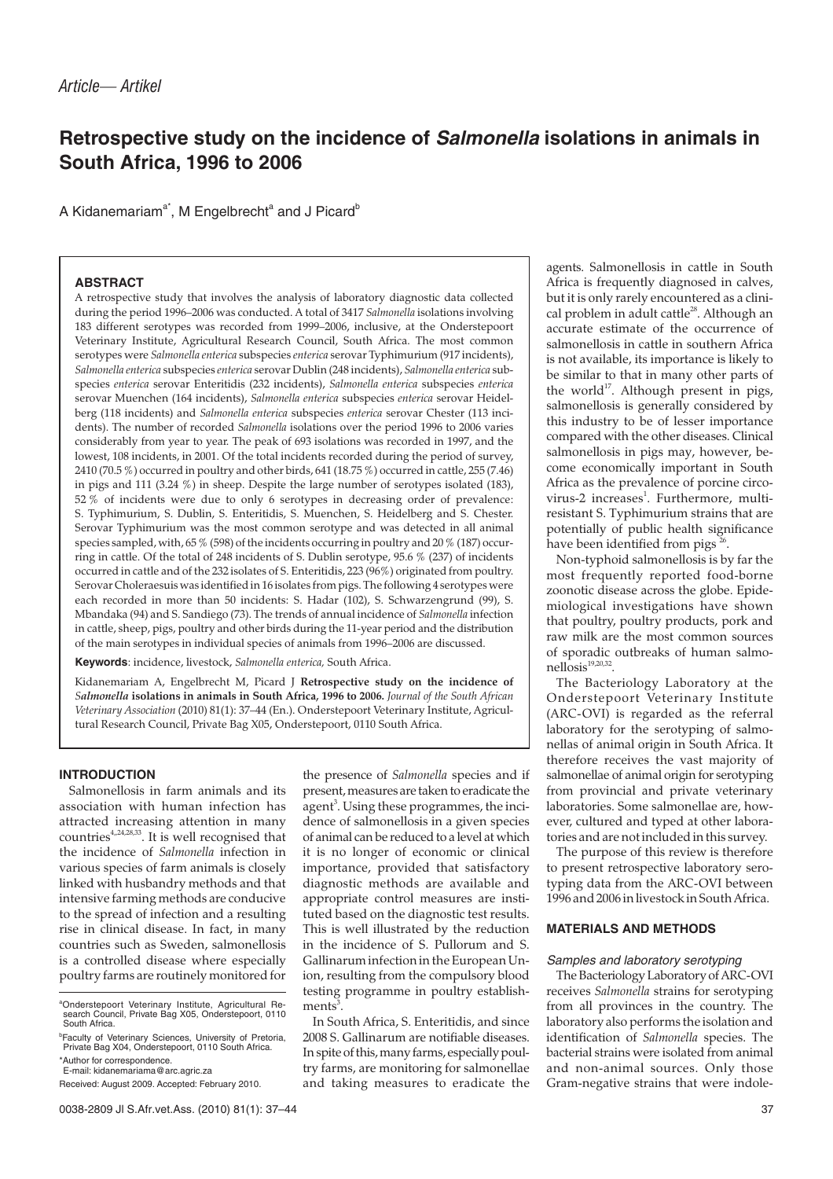*Article— Artikel*

# Retrospective study on the incidence of *Salmonella* isolations in animals in South Africa, 1996 to 2006

A Kidanemariam[a*], M Engelbrecht[a] and J Picard[b]

## ABSTRACT

A retrospective study that involves the analysis of laboratory diagnostic data collected during the period 1996–2006 was conducted. A total of 3417 *Salmonella* isolations involving 183 different serotypes was recorded from 1999–2006, inclusive, at the Onderstepoort Veterinary Institute, Agricultural Research Council, South Africa. The most common serotypes were *Salmonella enterica* subspecies *enterica* serovar Typhimurium (917 incidents), *Salmonella enterica* subspecies *enterica* serovar Dublin (248 incidents), *Salmonella enterica* subspecies *enterica* serovar Enteritidis (232 incidents), *Salmonella enterica* subspecies *enterica* serovar Muenchen (164 incidents), *Salmonella enterica* subspecies *enterica* serovar Heidelberg (118 incidents) and *Salmonella enterica* subspecies *enterica* serovar Chester (113 incidents). The number of recorded *Salmonella* isolations over the period 1996 to 2006 varies considerably from year to year. The peak of 693 isolations was recorded in 1997, and the lowest, 108 incidents, in 2001. Of the total incidents recorded during the period of survey, 2410 (70.5 %) occurred in poultry and other birds, 641 (18.75 %) occurred in cattle, 255 (7.46) in pigs and 111 (3.24 %) in sheep. Despite the large number of serotypes isolated (183), 52 % of incidents were due to only 6 serotypes in decreasing order of prevalence: S. Typhimurium, S. Dublin, S. Enteritidis, S. Muenchen, S. Heidelberg and S. Chester. Serovar Typhimurium was the most common serotype and was detected in all animal species sampled, with, 65 % (598) of the incidents occurring in poultry and 20 % (187) occurring in cattle. Of the total of 248 incidents of S. Dublin serotype, 95.6 % (237) of incidents occurred in cattle and of the 232 isolates of S. Enteritidis, 223 (96%) originated from poultry. Serovar Choleraesuis was identified in 16 isolates from pigs. The following 4 serotypes were each recorded in more than 50 incidents: S. Hadar (102), S. Schwarzengrund (99), S. Mbandaka (94) and S. Sandiego (73). The trends of annual incidence of *Salmonella* infection in cattle, sheep, pigs, poultry and other birds during the 11-year period and the distribution of the main serotypes in individual species of animals from 1996–2006 are discussed.

**Keywords**: incidence, livestock, *Salmonella enterica,* South Africa.

Kidanemariam A, Engelbrecht M, Picard J **Retrospective study on the incidence of *Salmonella* isolations in animals in South Africa, 1996 to 2006.** *Journal of the South African Veterinary Association* (2010) 81(1): 37–44 (En.). Onderstepoort Veterinary Institute, Agricultural Research Council, Private Bag X05, Onderstepoort, 0110 South Africa.

## INTRODUCTION

Salmonellosis in farm animals and its association with human infection has attracted increasing attention in many countries[4,24,28,33]. It is well recognised that the incidence of *Salmonella* infection in various species of farm animals is closely linked with husbandry methods and that intensive farming methods are conducive to the spread of infection and a resulting rise in clinical disease. In fact, in many countries such as Sweden, salmonellosis is a controlled disease where especially poultry farms are routinely monitored for the presence of *Salmonella* species and if present, measures are taken to eradicate the agent[3]. Using these programmes, the incidence of salmonellosis in a given species of animal can be reduced to a level at which it is no longer of economic or clinical importance, provided that satisfactory diagnostic methods are available and appropriate control measures are instituted based on the diagnostic test results. This is well illustrated by the reduction in the incidence of S. Pullorum and S. Gallinarum infection in the European Union, resulting from the compulsory blood testing programme in poultry establishments[3].

In South Africa, S. Enteritidis, and since 2008 S. Gallinarum are notifiable diseases. In spite of this, many farms, especially poultry farms, are monitoring for salmonellae and taking measures to eradicate the agents. Salmonellosis in cattle in South Africa is frequently diagnosed in calves, but it is only rarely encountered as a clinical problem in adult cattle[28]. Although an accurate estimate of the occurrence of salmonellosis in cattle in southern Africa is not available, its importance is likely to be similar to that in many other parts of the world[17]. Although present in pigs, salmonellosis is generally considered by this industry to be of lesser importance compared with the other diseases. Clinical salmonellosis in pigs may, however, become economically important in South Africa as the prevalence of porcine circovirus-2 increases[1]. Furthermore, multiresistant S. Typhimurium strains that are potentially of public health significance have been identified from pigs[26].

Non-typhoid salmonellosis is by far the most frequently reported food-borne zoonotic disease across the globe. Epidemiological investigations have shown that poultry, poultry products, pork and raw milk are the most common sources of sporadic outbreaks of human salmonellosis[19,20,32].

The Bacteriology Laboratory at the Onderstepoort Veterinary Institute (ARC-OVI) is regarded as the referral laboratory for the serotyping of salmonellas of animal origin in South Africa. It therefore receives the vast majority of salmonellae of animal origin for serotyping from provincial and private veterinary laboratories. Some salmonellae are, however, cultured and typed at other laboratories and are not included in this survey.

The purpose of this review is therefore to present retrospective laboratory serotyping data from the ARC-OVI between 1996 and 2006 in livestock in South Africa.

## MATERIALS AND METHODS

### *Samples and laboratory serotyping*

The Bacteriology Laboratory of ARC-OVI receives *Salmonella* strains for serotyping from all provinces in the country. The laboratory also performs the isolation and identification of *Salmonella* species. The bacterial strains were isolated from animal and non-animal sources. Only those Gram-negative strains that were indole-

[a]Onderstepoort Veterinary Institute, Agricultural Research Council, Private Bag X05, Onderstepoort, 0110 South Africa.

[b]Faculty of Veterinary Sciences, University of Pretoria, Private Bag X04, Onderstepoort, 0110 South Africa.

*Author for correspondence.
E-mail: kidanemariama@arc.agric.za

Received: August 2009. Accepted: February 2010.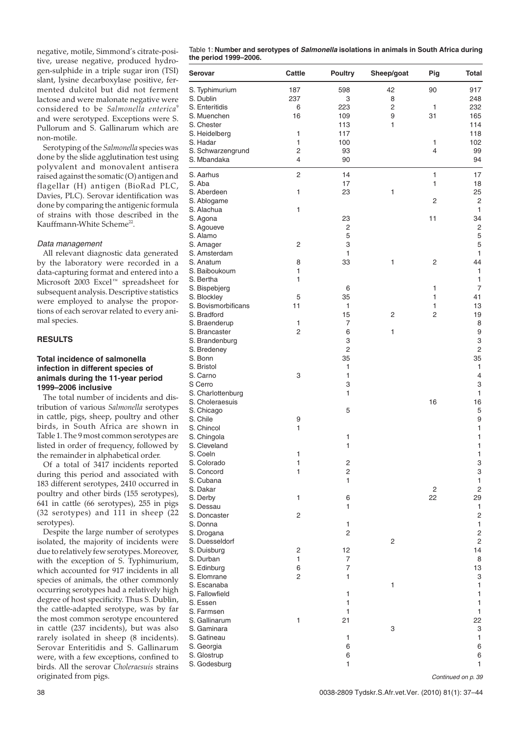negative, motile, Simmond's citrate-positive, urease negative, produced hydrogen-sulphide in a triple sugar iron (TSI) slant, lysine decarboxylase positive, fermented dulcitol but did not ferment lactose and were malonate negative were considered to be *Salmonella enterica*[9] and were serotyped. Exceptions were S. Pullorum and S. Gallinarum which are non-motile.

Serotyping of the *Salmonella* species was done by the slide agglutination test using polyvalent and monovalent antisera raised against the somatic (O) antigen and flagellar (H) antigen (BioRad PLC, Davies, PLC). Serovar identification was done by comparing the antigenic formula of strains with those described in the Kauffmann-White Scheme[22].

*Data management*

All relevant diagnostic data generated by the laboratory were recorded in a data-capturing format and entered into a Microsoft 2003 Excel™ spreadsheet for subsequent analysis. Descriptive statistics were employed to analyse the proportions of each serovar related to every animal species.

## RESULTS

### Total incidence of salmonella infection in different species of animals during the 11-year period 1999–2006 inclusive

The total number of incidents and distribution of various *Salmonella* serotypes in cattle, pigs, sheep, poultry and other birds, in South Africa are shown in Table 1. The 9 most common serotypes are listed in order of frequency, followed by the remainder in alphabetical order.

Of a total of 3417 incidents reported during this period and associated with 183 different serotypes, 2410 occurred in poultry and other birds (155 serotypes), 641 in cattle (66 serotypes), 255 in pigs (32 serotypes) and 111 in sheep (22 serotypes).

Despite the large number of serotypes isolated, the majority of incidents were due to relatively few serotypes. Moreover, with the exception of S. Typhimurium, which accounted for 917 incidents in all species of animals, the other commonly occurring serotypes had a relatively high degree of host specificity. Thus S. Dublin, the cattle-adapted serotype, was by far the most common serotype encountered in cattle (237 incidents), but was also rarely isolated in sheep (8 incidents). Serovar Enteritidis and S. Gallinarum were, with a few exceptions, confined to birds. All the serovar *Choleraesuis* strains originated from pigs.

Table 1: **Number and serotypes of *Salmonella* isolations in animals in South Africa during the period 1999–2006.**

| Serovar | Cattle | Poultry | Sheep/goat | Pig | Total |
|---|---|---|---|---|---|
| S. Typhimurium | 187 | 598 | 42 | 90 | 917 |
| S. Dublin | 237 | 3 | 8 | | 248 |
| S. Enteritidis | 6 | 223 | 2 | 1 | 232 |
| S. Muenchen | 16 | 109 | 9 | 31 | 165 |
| S. Chester | | 113 | 1 | | 114 |
| S. Heidelberg | 1 | 117 | | | 118 |
| S. Hadar | 1 | 100 | | 1 | 102 |
| S. Schwarzengrund | 2 | 93 | | 4 | 99 |
| S. Mbandaka | 4 | 90 | | | 94 |
| S. Aarhus | 2 | 14 | | 1 | 17 |
| S. Aba | | 17 | | 1 | 18 |
| S. Aberdeen | 1 | 23 | 1 | | 25 |
| S. Ablogame | | | | 2 | 2 |
| S. Alachua | 1 | | | | 1 |
| S. Agona | | 23 | | 11 | 34 |
| S. Agoueve | | 2 | | | 2 |
| S. Alamo | | 5 | | | 5 |
| S. Amager | 2 | 3 | | | 5 |
| S. Amsterdam | | 1 | | | 1 |
| S. Anatum | 8 | 33 | 1 | 2 | 44 |
| S. Baiboukoum | 1 | | | | 1 |
| S. Bertha | 1 | | | | 1 |
| S. Bispebjerg | | 6 | | 1 | 7 |
| S. Blockley | 5 | 35 | | 1 | 41 |
| S. Bovismorbificans | 11 | 1 | | 1 | 13 |
| S. Bradford | | 15 | 2 | 2 | 19 |
| S. Braenderup | 1 | 7 | | | 8 |
| S. Brancaster | 2 | 6 | 1 | | 9 |
| S. Brandenburg | | 3 | | | 3 |
| S. Bredeney | | 2 | | | 2 |
| S. Bonn | | 35 | | | 35 |
| S. Bristol | | 1 | | | 1 |
| S. Carno | 3 | 1 | | | 4 |
| S Cerro | | 3 | | | 3 |
| S. Charlottenburg | | 1 | | | 1 |
| S. Choleraesuis | | | | 16 | 16 |
| S. Chicago | | 5 | | | 5 |
| S. Chile | 9 | | | | 9 |
| S. Chincol | 1 | | | | 1 |
| S. Chingola | | 1 | | | 1 |
| S. Cleveland | | 1 | | | 1 |
| S. Coeln | 1 | | | | 1 |
| S. Colorado | 1 | 2 | | | 3 |
| S. Concord | 1 | 2 | | | 3 |
| S. Cubana | | 1 | | | 1 |
| S. Dakar | | | | 2 | 2 |
| S. Derby | 1 | 6 | | 22 | 29 |
| S. Dessau | | 1 | | | 1 |
| S. Doncaster | 2 | | | | 2 |
| S. Donna | | 1 | | | 1 |
| S. Drogana | | 2 | | | 2 |
| S. Duesseldorf | | | 2 | | 2 |
| S. Duisburg | 2 | 12 | | | 14 |
| S. Durban | 1 | 7 | | | 8 |
| S. Edinburg | 6 | 7 | | | 13 |
| S. Elomrane | 2 | 1 | | | 3 |
| S. Escanaba | | | 1 | | 1 |
| S. Fallowfield | | 1 | | | 1 |
| S. Essen | | 1 | | | 1 |
| S. Farmsen | | 1 | | | 1 |
| S. Gallinarum | 1 | 21 | | | 22 |
| S. Gaminara | | | 3 | | 3 |
| S. Gatineau | | 1 | | | 1 |
| S. Georgia | | 6 | | | 6 |
| S. Glostrup | | 6 | | | 6 |
| S. Godesburg | | 1 | | | 1 |

*Continued on p. 39*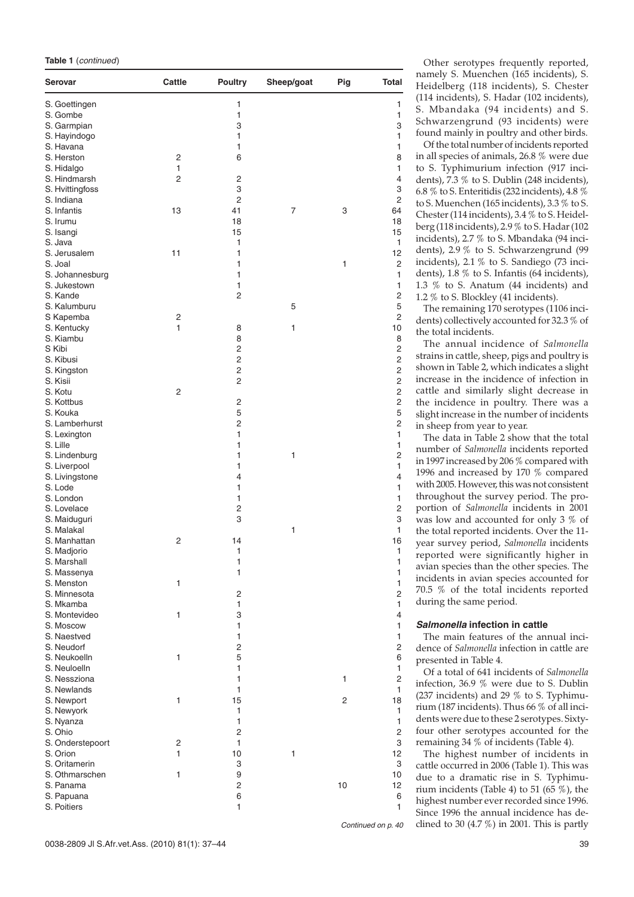**Table 1** (*continued*)

| Serovar | Cattle | Poultry | Sheep/goat | Pig | Total |
|---|---|---|---|---|---|
| S. Goettingen | | 1 | | | 1 |
| S. Gombe | | 1 | | | 1 |
| S. Garmpian | | 3 | | | 3 |
| S. Hayindogo | | 1 | | | 1 |
| S. Havana | | 1 | | | 1 |
| S. Herston | 2 | 6 | | | 8 |
| S. Hidalgo | 1 | | | | 1 |
| S. Hindmarsh | 2 | 2 | | | 4 |
| S. Hvittingfoss | | 3 | | | 3 |
| S. Indiana | | 2 | | | 2 |
| S. Infantis | 13 | 41 | 7 | 3 | 64 |
| S. Irumu | | 18 | | | 18 |
| S. Isangi | | 15 | | | 15 |
| S. Java | | 1 | | | 1 |
| S. Jerusalem | 11 | 1 | | | 12 |
| S. Joal | | 1 | | 1 | 2 |
| S. Johannesburg | | 1 | | | 1 |
| S. Jukestown | | 1 | | | 1 |
| S. Kande | | 2 | | | 2 |
| S. Kalumburu | | | 5 | | 5 |
| S Kapemba | 2 | | | | 2 |
| S. Kentucky | 1 | 8 | 1 | | 10 |
| S. Kiambu | | 8 | | | 8 |
| S Kibi | | 2 | | | 2 |
| S. Kibusi | | 2 | | | 2 |
| S. Kingston | | 2 | | | 2 |
| S. Kisii | | 2 | | | 2 |
| S. Kotu | 2 | | | | 2 |
| S. Kottbus | | 2 | | | 2 |
| S. Kouka | | 5 | | | 5 |
| S. Lamberhurst | | 2 | | | 2 |
| S. Lexington | | 1 | | | 1 |
| S. Lille | | 1 | | | 1 |
| S. Lindenburg | | 1 | 1 | | 2 |
| S. Liverpool | | 1 | | | 1 |
| S. Livingstone | | 4 | | | 4 |
| S. Lode | | 1 | | | 1 |
| S. London | | 1 | | | 1 |
| S. Lovelace | | 2 | | | 2 |
| S. Maiduguri | | 3 | | | 3 |
| S. Malakal | | | 1 | | 1 |
| S. Manhattan | 2 | 14 | | | 16 |
| S. Madjorio | | 1 | | | 1 |
| S. Marshall | | 1 | | | 1 |
| S. Massenya | | 1 | | | 1 |
| S. Menston | 1 | | | | 1 |
| S. Minnesota | | 2 | | | 2 |
| S. Mkamba | | 1 | | | 1 |
| S. Montevideo | 1 | 3 | | | 4 |
| S. Moscow | | 1 | | | 1 |
| S. Naestved | | 1 | | | 1 |
| S. Neudorf | | 2 | | | 2 |
| S. Neukoelln | 1 | 5 | | | 6 |
| S. Neuloelln | | 1 | | | 1 |
| S. Nessziona | | 1 | | 1 | 2 |
| S. Newlands | | 1 | | | 1 |
| S. Newport | 1 | 15 | | 2 | 18 |
| S. Newyork | | 1 | | | 1 |
| S. Nyanza | | 1 | | | 1 |
| S. Ohio | | 2 | | | 2 |
| S. Onderstepoort | 2 | 1 | | | 3 |
| S. Orion | 1 | 10 | 1 | | 12 |
| S. Oritamerin | | 3 | | | 3 |
| S. Othmarschen | 1 | 9 | | | 10 |
| S. Panama | | 2 | | 10 | 12 |
| S. Papuana | | 6 | | | 6 |
| S. Poitiers | | 1 | | | 1 |

*Continued on p. 40*

Other serotypes frequently reported, namely S. Muenchen (165 incidents), S. Heidelberg (118 incidents), S. Chester (114 incidents), S. Hadar (102 incidents), S. Mbandaka (94 incidents) and S. Schwarzengrund (93 incidents) were found mainly in poultry and other birds.

Of the total number of incidents reported in all species of animals, 26.8 % were due to S. Typhimurium infection (917 incidents), 7.3 % to S. Dublin (248 incidents), 6.8 % to S. Enteritidis (232 incidents), 4.8 % to S. Muenchen (165 incidents), 3.3 % to S. Chester (114 incidents), 3.4 % to S. Heidelberg (118 incidents), 2.9 % to S. Hadar (102 incidents), 2.7 % to S. Mbandaka (94 incidents), 2.9 % to S. Schwarzengrund (99 incidents), 2.1 % to S. Sandiego (73 incidents), 1.8 % to S. Infantis (64 incidents), 1.3 % to S. Anatum (44 incidents) and 1.2 % to S. Blockley (41 incidents).

The remaining 170 serotypes (1106 incidents) collectively accounted for 32.3 % of the total incidents.

The annual incidence of *Salmonella* strains in cattle, sheep, pigs and poultry is shown in Table 2, which indicates a slight increase in the incidence of infection in cattle and similarly slight decrease in the incidence in poultry. There was a slight increase in the number of incidents in sheep from year to year.

The data in Table 2 show that the total number of *Salmonella* incidents reported in 1997 increased by 206 % compared with 1996 and increased by 170 % compared with 2005. However, this was not consistent throughout the survey period. The proportion of *Salmonella* incidents in 2001 was low and accounted for only 3 % of the total reported incidents. Over the 11-year survey period, *Salmonella* incidents reported were significantly higher in avian species than the other species. The incidents in avian species accounted for 70.5 % of the total incidents reported during the same period.

### *Salmonella* infection in cattle

The main features of the annual incidence of *Salmonella* infection in cattle are presented in Table 4.

Of a total of 641 incidents of *Salmonella* infection, 36.9 % were due to S. Dublin (237 incidents) and 29 % to S. Typhimurium (187 incidents). Thus 66 % of all incidents were due to these 2 serotypes. Sixty-four other serotypes accounted for the remaining 34 % of incidents (Table 4).

The highest number of incidents in cattle occurred in 2006 (Table 1). This was due to a dramatic rise in S. Typhimurium incidents (Table 4) to 51 (65 %), the highest number ever recorded since 1996. Since 1996 the annual incidence has declined to 30 (4.7 %) in 2001. This is partly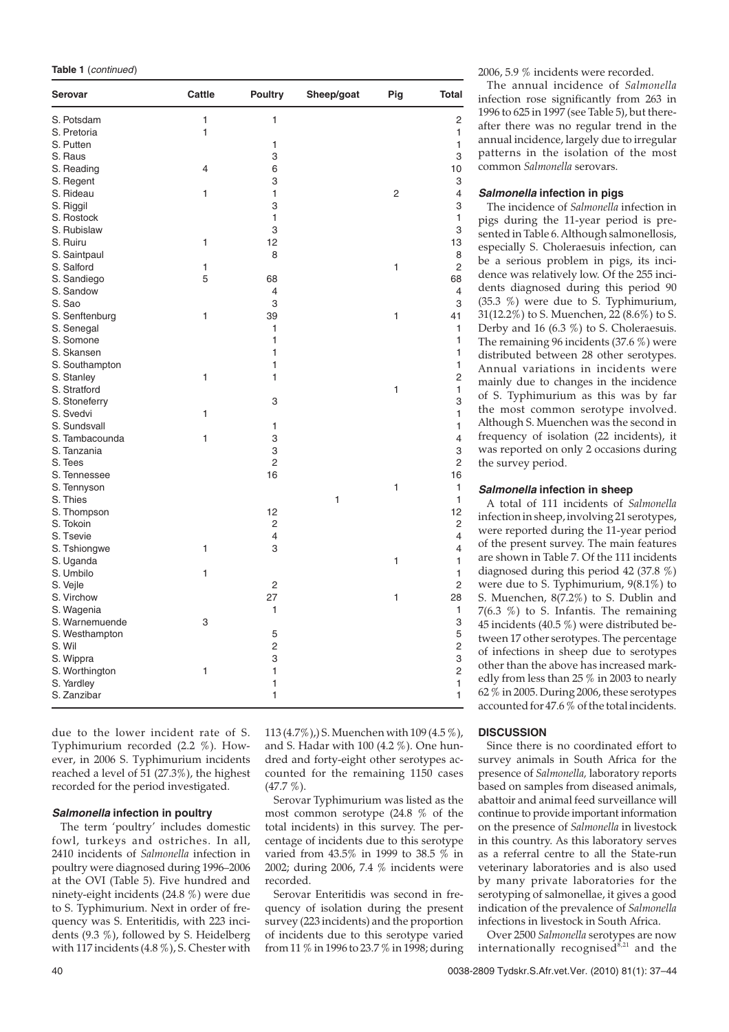**Table 1** (*continued*)

| Serovar | Cattle | Poultry | Sheep/goat | Pig | Total |
|---|---|---|---|---|---|
| S. Potsdam | 1 | 1 | | | 2 |
| S. Pretoria | 1 | | | | 1 |
| S. Putten | | 1 | | | 1 |
| S. Raus | | 3 | | | 3 |
| S. Reading | 4 | 6 | | | 10 |
| S. Regent | | 3 | | | 3 |
| S. Rideau | 1 | 1 | | 2 | 4 |
| S. Riggil | | 3 | | | 3 |
| S. Rostock | | 1 | | | 1 |
| S. Rubislaw | | 3 | | | 3 |
| S. Ruiru | 1 | 12 | | | 13 |
| S. Saintpaul | | 8 | | | 8 |
| S. Salford | 1 | | | 1 | 2 |
| S. Sandiego | 5 | 68 | | | 68 |
| S. Sandow | | 4 | | | 4 |
| S. Sao | | 3 | | | 3 |
| S. Senftenburg | 1 | 39 | | 1 | 41 |
| S. Senegal | | 1 | | | 1 |
| S. Somone | | 1 | | | 1 |
| S. Skansen | | 1 | | | 1 |
| S. Southampton | | 1 | | | 1 |
| S. Stanley | 1 | 1 | | | 2 |
| S. Stratford | | | | 1 | 1 |
| S. Stoneferry | | 3 | | | 3 |
| S. Svedvi | 1 | | | | 1 |
| S. Sundsvall | | 1 | | | 1 |
| S. Tambacounda | 1 | 3 | | | 4 |
| S. Tanzania | | 3 | | | 3 |
| S. Tees | | 2 | | | 2 |
| S. Tennessee | | 16 | | | 16 |
| S. Tennyson | | | | 1 | 1 |
| S. Thies | | | 1 | | 1 |
| S. Thompson | | 12 | | | 12 |
| S. Tokoin | | 2 | | | 2 |
| S. Tsevie | | 4 | | | 4 |
| S. Tshiongwe | 1 | 3 | | | 4 |
| S. Uganda | | | | 1 | 1 |
| S. Umbilo | 1 | | | | 1 |
| S. Vejle | | 2 | | | 2 |
| S. Virchow | | 27 | | 1 | 28 |
| S. Wagenia | | 1 | | | 1 |
| S. Warnemuende | 3 | | | | 3 |
| S. Westhampton | | 5 | | | 5 |
| S. Wil | | 2 | | | 2 |
| S. Wippra | | 3 | | | 3 |
| S. Worthington | 1 | 1 | | | 2 |
| S. Yardley | | 1 | | | 1 |
| S. Zanzibar | | 1 | | | 1 |

due to the lower incident rate of S. Typhimurium recorded (2.2 %). However, in 2006 S. Typhimurium incidents reached a level of 51 (27.3%), the highest recorded for the period investigated.

### *Salmonella* infection in poultry

The term 'poultry' includes domestic fowl, turkeys and ostriches. In all, 2410 incidents of *Salmonella* infection in poultry were diagnosed during 1996–2006 at the OVI (Table 5). Five hundred and ninety-eight incidents (24.8 %) were due to S. Typhimurium. Next in order of frequency was S. Enteritidis, with 223 incidents (9.3 %), followed by S. Heidelberg with 117 incidents (4.8 %), S. Chester with 113 (4.7%),) S. Muenchen with 109 (4.5 %), and S. Hadar with 100 (4.2 %). One hundred and forty-eight other serotypes accounted for the remaining 1150 cases (47.7 %).

Serovar Typhimurium was listed as the most common serotype (24.8 % of the total incidents) in this survey. The percentage of incidents due to this serotype varied from 43.5% in 1999 to 38.5 % in 2002; during 2006, 7.4 % incidents were recorded.

Serovar Enteritidis was second in frequency of isolation during the present survey (223 incidents) and the proportion of incidents due to this serotype varied from 11 % in 1996 to 23.7 % in 1998; during 2006, 5.9 % incidents were recorded.

The annual incidence of *Salmonella* infection rose significantly from 263 in 1996 to 625 in 1997 (see Table 5), but thereafter there was no regular trend in the annual incidence, largely due to irregular patterns in the isolation of the most common *Salmonella* serovars.

### *Salmonella* infection in pigs

The incidence of *Salmonella* infection in pigs during the 11-year period is presented in Table 6. Although salmonellosis, especially S. Choleraesuis infection, can be a serious problem in pigs, its incidence was relatively low. Of the 255 incidents diagnosed during this period 90 (35.3 %) were due to S. Typhimurium, 31(12.2%) to S. Muenchen, 22 (8.6%) to S. Derby and 16 (6.3 %) to S. Choleraesuis. The remaining 96 incidents (37.6 %) were distributed between 28 other serotypes. Annual variations in incidents were mainly due to changes in the incidence of S. Typhimurium as this was by far the most common serotype involved. Although S. Muenchen was the second in frequency of isolation (22 incidents), it was reported on only 2 occasions during the survey period.

### *Salmonella* infection in sheep

A total of 111 incidents of *Salmonella* infection in sheep, involving 21 serotypes, were reported during the 11-year period of the present survey. The main features are shown in Table 7. Of the 111 incidents diagnosed during this period 42 (37.8 %) were due to S. Typhimurium, 9(8.1%) to S. Muenchen, 8(7.2%) to S. Dublin and 7(6.3 %) to S. Infantis. The remaining 45 incidents (40.5 %) were distributed between 17 other serotypes. The percentage of infections in sheep due to serotypes other than the above has increased markedly from less than 25 % in 2003 to nearly 62 % in 2005. During 2006, these serotypes accounted for 47.6 % of the total incidents.

## DISCUSSION

Since there is no coordinated effort to survey animals in South Africa for the presence of *Salmonella*, laboratory reports based on samples from diseased animals, abattoir and animal feed surveillance will continue to provide important information on the presence of *Salmonella* in livestock in this country. As this laboratory serves as a referral centre to all the State-run veterinary laboratories and is also used by many private laboratories for the serotyping of salmonellae, it gives a good indication of the prevalence of *Salmonella* infections in livestock in South Africa.

Over 2500 *Salmonella* serotypes are now internationally recognised[8,21] and the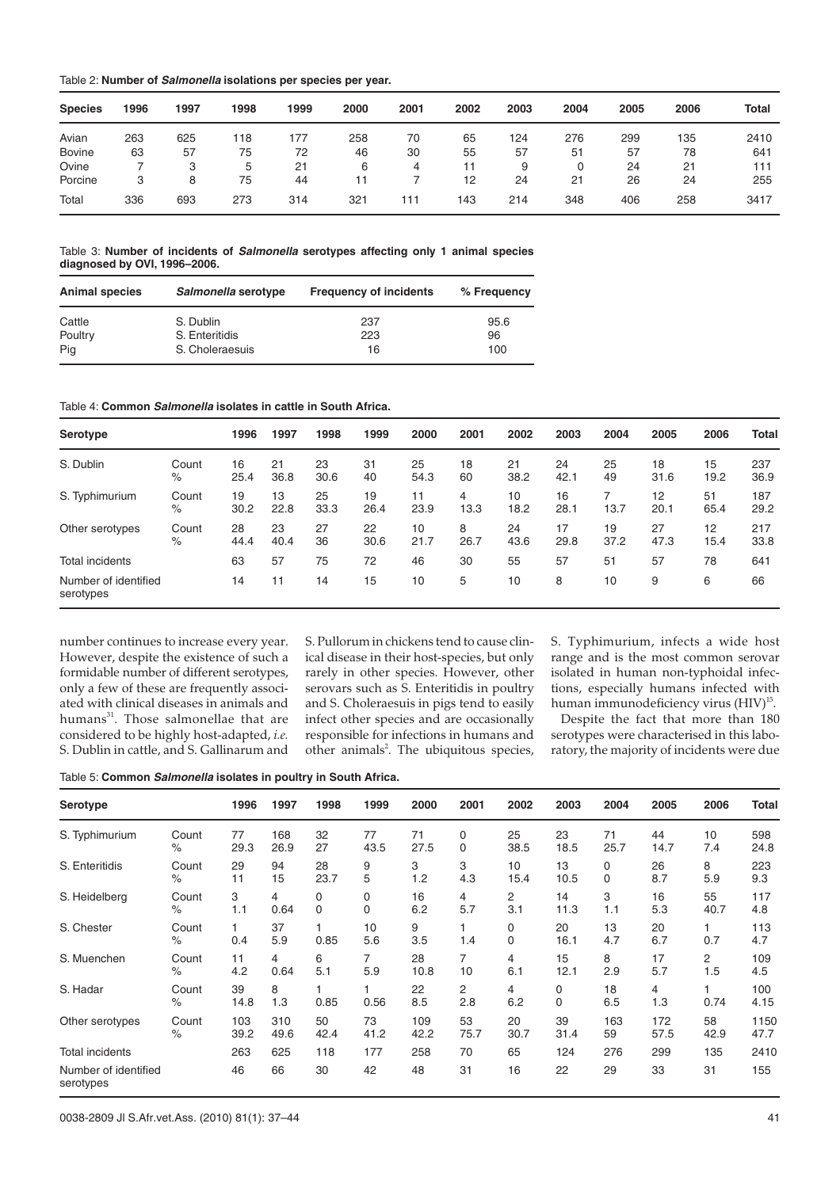Table 2: **Number of *Salmonella* isolations per species per year.**

| Species | 1996 | 1997 | 1998 | 1999 | 2000 | 2001 | 2002 | 2003 | 2004 | 2005 | 2006 | Total |
|---|---|---|---|---|---|---|---|---|---|---|---|---|
| Avian | 263 | 625 | 118 | 177 | 258 | 70 | 65 | 124 | 276 | 299 | 135 | 2410 |
| Bovine | 63 | 57 | 75 | 72 | 46 | 30 | 55 | 57 | 51 | 57 | 78 | 641 |
| Ovine | 7 | 3 | 5 | 21 | 6 | 4 | 11 | 9 | 0 | 24 | 21 | 111 |
| Porcine | 3 | 8 | 75 | 44 | 11 | 7 | 12 | 24 | 21 | 26 | 24 | 255 |
| Total | 336 | 693 | 273 | 314 | 321 | 111 | 143 | 214 | 348 | 406 | 258 | 3417 |

Table 3: **Number of incidents of *Salmonella* serotypes affecting only 1 animal species diagnosed by OVI, 1996–2006.**

| Animal species | *Salmonella* serotype | Frequency of incidents | % Frequency |
|---|---|---|---|
| Cattle | S. Dublin | 237 | 95.6 |
| Poultry | S. Enteritidis | 223 | 96 |
| Pig | S. Choleraesuis | 16 | 100 |

Table 4: **Common *Salmonella* isolates in cattle in South Africa.**

| Serotype | | 1996 | 1997 | 1998 | 1999 | 2000 | 2001 | 2002 | 2003 | 2004 | 2005 | 2006 | Total |
|---|---|---|---|---|---|---|---|---|---|---|---|---|---|
| S. Dublin | Count | 16 | 21 | 23 | 31 | 25 | 18 | 21 | 24 | 25 | 18 | 15 | 237 |
| | % | 25.4 | 36.8 | 30.6 | 40 | 54.3 | 60 | 38.2 | 42.1 | 49 | 31.6 | 19.2 | 36.9 |
| S. Typhimurium | Count | 19 | 13 | 25 | 19 | 11 | 4 | 10 | 16 | 7 | 12 | 51 | 187 |
| | % | 30.2 | 22.8 | 33.3 | 26.4 | 23.9 | 13.3 | 18.2 | 28.1 | 13.7 | 20.1 | 65.4 | 29.2 |
| Other serotypes | Count | 28 | 23 | 27 | 22 | 10 | 8 | 24 | 17 | 19 | 27 | 12 | 217 |
| | % | 44.4 | 40.4 | 36 | 30.6 | 21.7 | 26.7 | 43.6 | 29.8 | 37.2 | 47.3 | 15.4 | 33.8 |
| Total incidents | | 63 | 57 | 75 | 72 | 46 | 30 | 55 | 57 | 51 | 57 | 78 | 641 |
| Number of identified serotypes | | 14 | 11 | 14 | 15 | 10 | 5 | 10 | 8 | 10 | 9 | 6 | 66 |

number continues to increase every year. However, despite the existence of such a formidable number of different serotypes, only a few of these are frequently associated with clinical diseases in animals and humans[31]. Those salmonellae that are considered to be highly host-adapted, *i.e.* S. Dublin in cattle, and S. Gallinarum and S. Pullorum in chickens tend to cause clinical disease in their host-species, but only rarely in other species. However, other serovars such as S. Enteritidis in poultry and S. Choleraesuis in pigs tend to easily infect other species and are occasionally responsible for infections in humans and other animals[2]. The ubiquitous species, S. Typhimurium, infects a wide host range and is the most common serovar isolated in human non-typhoidal infections, especially humans infected with human immunodeficiency virus (HIV)[15].

Despite the fact that more than 180 serotypes were characterised in this laboratory, the majority of incidents were due

Table 5: **Common *Salmonella* isolates in poultry in South Africa.**

| Serotype | | 1996 | 1997 | 1998 | 1999 | 2000 | 2001 | 2002 | 2003 | 2004 | 2005 | 2006 | Total |
|---|---|---|---|---|---|---|---|---|---|---|---|---|---|
| S. Typhimurium | Count | 77 | 168 | 32 | 77 | 71 | 0 | 25 | 23 | 71 | 44 | 10 | 598 |
| | % | 29.3 | 26.9 | 27 | 43.5 | 27.5 | 0 | 38.5 | 18.5 | 25.7 | 14.7 | 7.4 | 24.8 |
| S. Enteritidis | Count | 29 | 94 | 28 | 9 | 3 | 3 | 10 | 13 | 0 | 26 | 8 | 223 |
| | % | 11 | 15 | 23.7 | 5 | 1.2 | 4.3 | 15.4 | 10.5 | 0 | 8.7 | 5.9 | 9.3 |
| S. Heidelberg | Count | 3 | 4 | 0 | 0 | 16 | 4 | 2 | 14 | 3 | 16 | 55 | 117 |
| | % | 1.1 | 0.64 | 0 | 0 | 6.2 | 5.7 | 3.1 | 11.3 | 1.1 | 5.3 | 40.7 | 4.8 |
| S. Chester | Count | 1 | 37 | 1 | 10 | 9 | 1 | 0 | 20 | 13 | 20 | 1 | 113 |
| | % | 0.4 | 5.9 | 0.85 | 5.6 | 3.5 | 1.4 | 0 | 16.1 | 4.7 | 6.7 | 0.7 | 4.7 |
| S. Muenchen | Count | 11 | 4 | 6 | 7 | 28 | 7 | 4 | 15 | 8 | 17 | 2 | 109 |
| | % | 4.2 | 0.64 | 5.1 | 5.9 | 10.8 | 10 | 6.1 | 12.1 | 2.9 | 5.7 | 1.5 | 4.5 |
| S. Hadar | Count | 39 | 8 | 1 | 1 | 22 | 2 | 4 | 0 | 18 | 4 | 1 | 100 |
| | % | 14.8 | 1.3 | 0.85 | 0.56 | 8.5 | 2.8 | 6.2 | 0 | 6.5 | 1.3 | 0.74 | 4.15 |
| Other serotypes | Count | 103 | 310 | 50 | 73 | 109 | 53 | 20 | 39 | 163 | 172 | 58 | 1150 |
| | % | 39.2 | 49.6 | 42.4 | 41.2 | 42.2 | 75.7 | 30.7 | 31.4 | 59 | 57.5 | 42.9 | 47.7 |
| Total incidents | | 263 | 625 | 118 | 177 | 258 | 70 | 65 | 124 | 276 | 299 | 135 | 2410 |
| Number of identified serotypes | | 46 | 66 | 30 | 42 | 48 | 31 | 16 | 22 | 29 | 33 | 31 | 155 |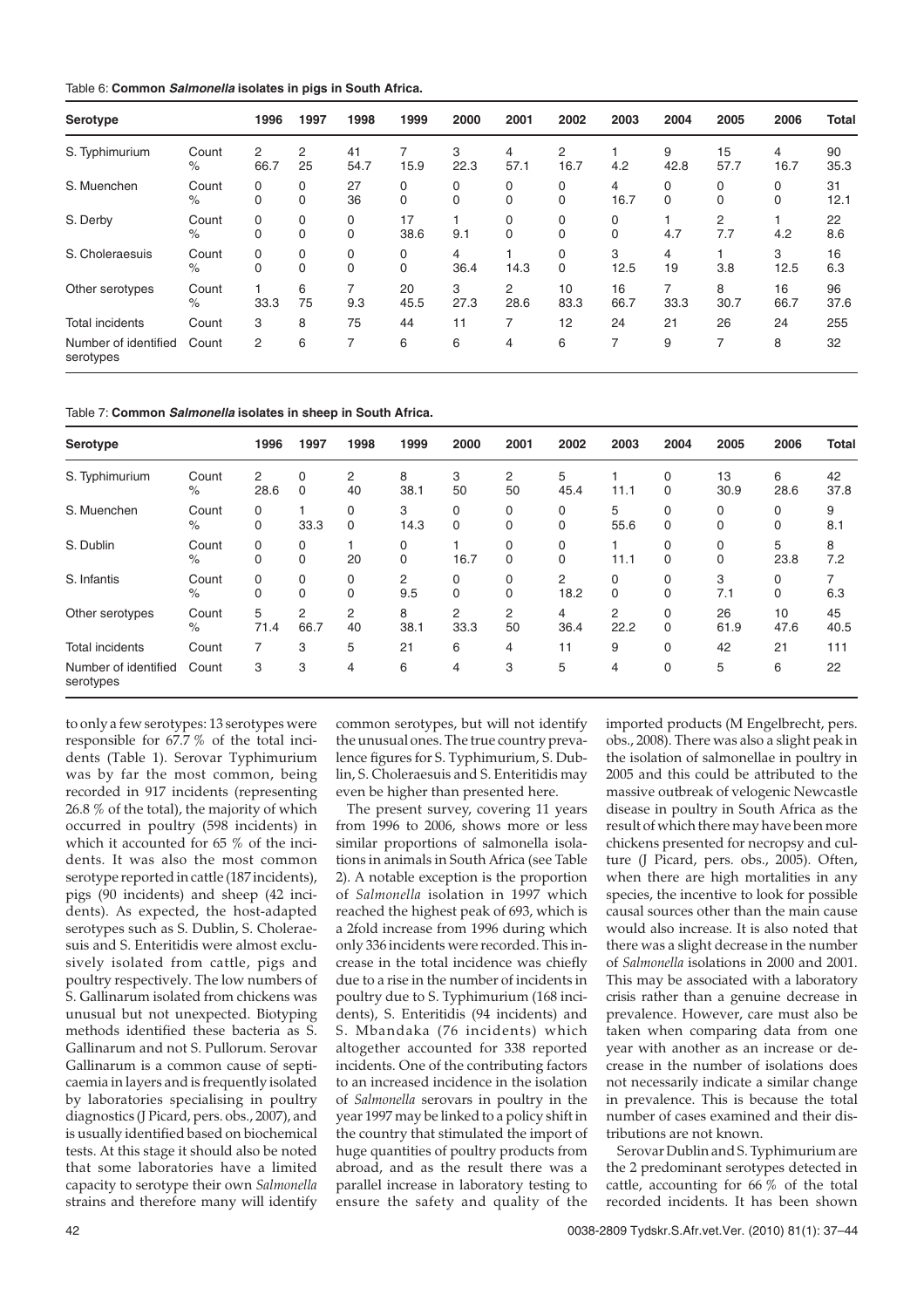Table 6: **Common *Salmonella* isolates in pigs in South Africa.**

| Serotype | | 1996 | 1997 | 1998 | 1999 | 2000 | 2001 | 2002 | 2003 | 2004 | 2005 | 2006 | Total |
|---|---|---|---|---|---|---|---|---|---|---|---|---|---|
| S. Typhimurium | Count | 2 | 2 | 41 | 7 | 3 | 4 | 2 | 1 | 9 | 15 | 4 | 90 |
| | % | 66.7 | 25 | 54.7 | 15.9 | 22.3 | 57.1 | 16.7 | 4.2 | 42.8 | 57.7 | 16.7 | 35.3 |
| S. Muenchen | Count | 0 | 0 | 27 | 0 | 0 | 0 | 0 | 4 | 0 | 0 | 0 | 31 |
| | % | 0 | 0 | 36 | 0 | 0 | 0 | 0 | 16.7 | 0 | 0 | 0 | 12.1 |
| S. Derby | Count | 0 | 0 | 0 | 17 | 1 | 0 | 0 | 0 | 1 | 2 | 1 | 22 |
| | % | 0 | 0 | 0 | 38.6 | 9.1 | 0 | 0 | 0 | 4.7 | 7.7 | 4.2 | 8.6 |
| S. Choleraesuis | Count | 0 | 0 | 0 | 0 | 4 | 1 | 0 | 3 | 4 | 1 | 3 | 16 |
| | % | 0 | 0 | 0 | 0 | 36.4 | 14.3 | 0 | 12.5 | 19 | 3.8 | 12.5 | 6.3 |
| Other serotypes | Count | 1 | 6 | 7 | 20 | 3 | 2 | 10 | 16 | 7 | 8 | 16 | 96 |
| | % | 33.3 | 75 | 9.3 | 45.5 | 27.3 | 28.6 | 83.3 | 66.7 | 33.3 | 30.7 | 66.7 | 37.6 |
| Total incidents | Count | 3 | 8 | 75 | 44 | 11 | 7 | 12 | 24 | 21 | 26 | 24 | 255 |
| Number of identified serotypes | Count | 2 | 6 | 7 | 6 | 6 | 4 | 6 | 7 | 9 | 7 | 8 | 32 |

Table 7: **Common *Salmonella* isolates in sheep in South Africa.**

| Serotype | | 1996 | 1997 | 1998 | 1999 | 2000 | 2001 | 2002 | 2003 | 2004 | 2005 | 2006 | Total |
|---|---|---|---|---|---|---|---|---|---|---|---|---|---|
| S. Typhimurium | Count | 2 | 0 | 2 | 8 | 3 | 2 | 5 | 1 | 0 | 13 | 6 | 42 |
| | % | 28.6 | 0 | 40 | 38.1 | 50 | 50 | 45.4 | 11.1 | 0 | 30.9 | 28.6 | 37.8 |
| S. Muenchen | Count | 0 | 1 | 0 | 3 | 0 | 0 | 0 | 5 | 0 | 0 | 0 | 9 |
| | % | 0 | 33.3 | 0 | 14.3 | 0 | 0 | 0 | 55.6 | 0 | 0 | 0 | 8.1 |
| S. Dublin | Count | 0 | 0 | 1 | 0 | 1 | 0 | 0 | 1 | 0 | 0 | 5 | 8 |
| | % | 0 | 0 | 20 | 0 | 16.7 | 0 | 0 | 11.1 | 0 | 0 | 23.8 | 7.2 |
| S. Infantis | Count | 0 | 0 | 0 | 2 | 0 | 0 | 2 | 0 | 0 | 3 | 0 | 7 |
| | % | 0 | 0 | 0 | 9.5 | 0 | 0 | 18.2 | 0 | 0 | 7.1 | 0 | 6.3 |
| Other serotypes | Count | 5 | 2 | 2 | 8 | 2 | 2 | 4 | 2 | 0 | 26 | 10 | 45 |
| | % | 71.4 | 66.7 | 40 | 38.1 | 33.3 | 50 | 36.4 | 22.2 | 0 | 61.9 | 47.6 | 40.5 |
| Total incidents | Count | 7 | 3 | 5 | 21 | 6 | 4 | 11 | 9 | 0 | 42 | 21 | 111 |
| Number of identified serotypes | Count | 3 | 3 | 4 | 6 | 4 | 3 | 5 | 4 | 0 | 5 | 6 | 22 |

to only a few serotypes: 13 serotypes were responsible for 67.7 % of the total incidents (Table 1). Serovar Typhimurium was by far the most common, being recorded in 917 incidents (representing 26.8 % of the total), the majority of which occurred in poultry (598 incidents) in which it accounted for 65 % of the incidents. It was also the most common serotype reported in cattle (187 incidents), pigs (90 incidents) and sheep (42 incidents). As expected, the host-adapted serotypes such as S. Dublin, S. Choleraesuis and S. Enteritidis were almost exclusively isolated from cattle, pigs and poultry respectively. The low numbers of S. Gallinarum isolated from chickens was unusual but not unexpected. Biotyping methods identified these bacteria as S. Gallinarum and not S. Pullorum. Serovar Gallinarum is a common cause of septicaemia in layers and is frequently isolated by laboratories specialising in poultry diagnostics (J Picard, pers. obs., 2007), and is usually identified based on biochemical tests. At this stage it should also be noted that some laboratories have a limited capacity to serotype their own *Salmonella* strains and therefore many will identify common serotypes, but will not identify the unusual ones. The true country prevalence figures for S. Typhimurium, S. Dublin, S. Choleraesuis and S. Enteritidis may even be higher than presented here.

The present survey, covering 11 years from 1996 to 2006, shows more or less similar proportions of salmonella isolations in animals in South Africa (see Table 2). A notable exception is the proportion of *Salmonella* isolation in 1997 which reached the highest peak of 693, which is a 2fold increase from 1996 during which only 336 incidents were recorded. This increase in the total incidence was chiefly due to a rise in the number of incidents in poultry due to S. Typhimurium (168 incidents), S. Enteritidis (94 incidents) and S. Mbandaka (76 incidents) which altogether accounted for 338 reported incidents. One of the contributing factors to an increased incidence in the isolation of *Salmonella* serovars in poultry in the year 1997 may be linked to a policy shift in the country that stimulated the import of huge quantities of poultry products from abroad, and as the result there was a parallel increase in laboratory testing to ensure the safety and quality of the imported products (M Engelbrecht, pers. obs., 2008). There was also a slight peak in the isolation of salmonellae in poultry in 2005 and this could be attributed to the massive outbreak of velogenic Newcastle disease in poultry in South Africa as the result of which there may have been more chickens presented for necropsy and culture (J Picard, pers. obs., 2005). Often, when there are high mortalities in any species, the incentive to look for possible causal sources other than the main cause would also increase. It is also noted that there was a slight decrease in the number of *Salmonella* isolations in 2000 and 2001. This may be associated with a laboratory crisis rather than a genuine decrease in prevalence. However, care must also be taken when comparing data from one year with another as an increase or decrease in the number of isolations does not necessarily indicate a similar change in prevalence. This is because the total number of cases examined and their distributions are not known.

Serovar Dublin and S. Typhimurium are the 2 predominant serotypes detected in cattle, accounting for 66 % of the total recorded incidents. It has been shown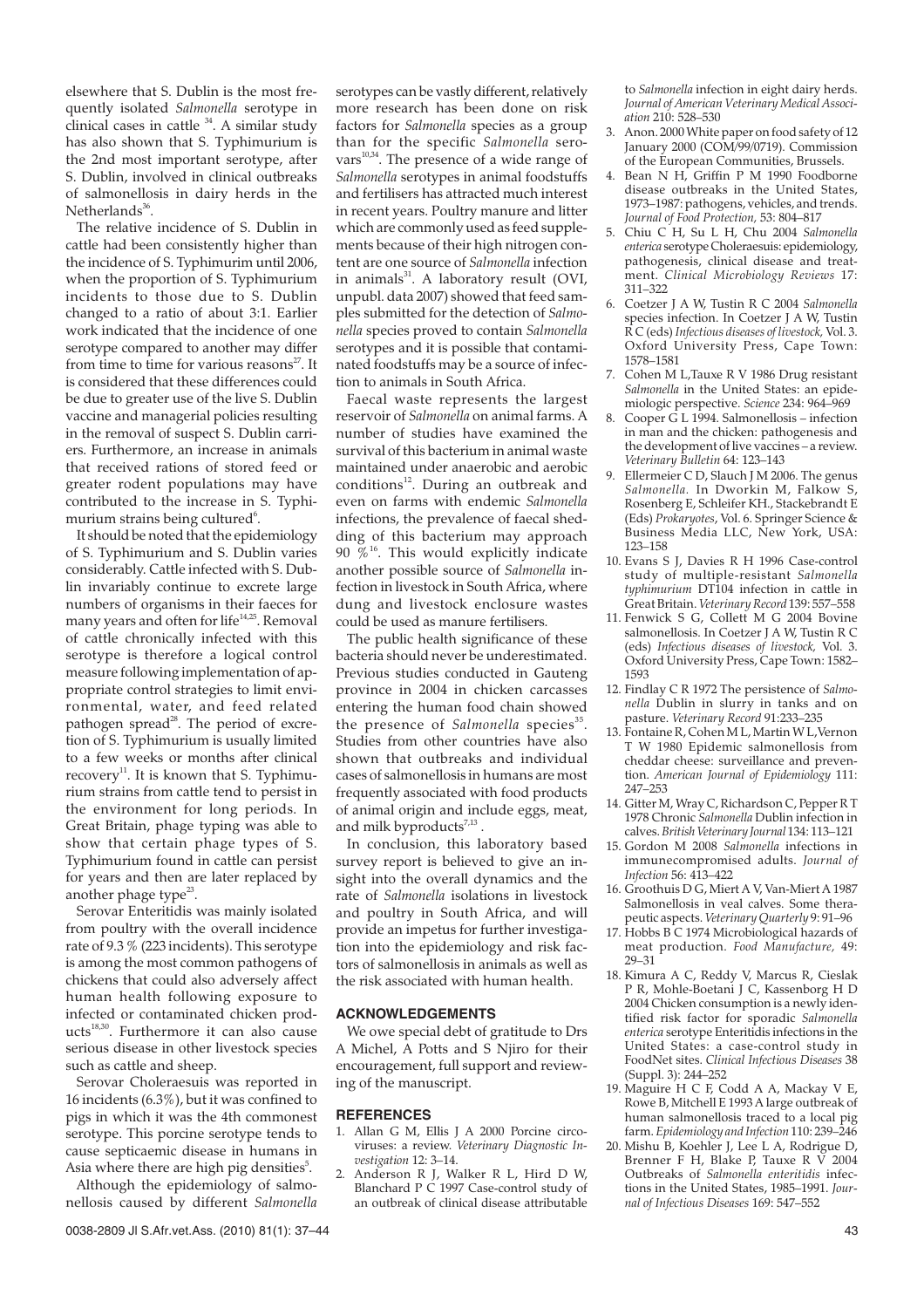elsewhere that S. Dublin is the most frequently isolated *Salmonella* serotype in clinical cases in cattle [34]. A similar study has also shown that S. Typhimurium is the 2nd most important serotype, after S. Dublin, involved in clinical outbreaks of salmonellosis in dairy herds in the Netherlands[36].

The relative incidence of S. Dublin in cattle had been consistently higher than the incidence of S. Typhimurim until 2006, when the proportion of S. Typhimurium incidents to those due to S. Dublin changed to a ratio of about 3:1. Earlier work indicated that the incidence of one serotype compared to another may differ from time to time for various reasons[27]. It is considered that these differences could be due to greater use of the live S. Dublin vaccine and managerial policies resulting in the removal of suspect S. Dublin carriers. Furthermore, an increase in animals that received rations of stored feed or greater rodent populations may have contributed to the increase in S. Typhimurium strains being cultured[6].

It should be noted that the epidemiology of S. Typhimurium and S. Dublin varies considerably. Cattle infected with S. Dublin invariably continue to excrete large numbers of organisms in their faeces for many years and often for life[14,25]. Removal of cattle chronically infected with this serotype is therefore a logical control measure following implementation of appropriate control strategies to limit environmental, water, and feed related pathogen spread[28]. The period of excretion of S. Typhimurium is usually limited to a few weeks or months after clinical recovery[11]. It is known that S. Typhimurium strains from cattle tend to persist in the environment for long periods. In Great Britain, phage typing was able to show that certain phage types of S. Typhimurium found in cattle can persist for years and then are later replaced by another phage type[23].

Serovar Enteritidis was mainly isolated from poultry with the overall incidence rate of 9.3 % (223 incidents). This serotype is among the most common pathogens of chickens that could also adversely affect human health following exposure to infected or contaminated chicken products[18,30]. Furthermore it can also cause serious disease in other livestock species such as cattle and sheep.

Serovar Choleraesuis was reported in 16 incidents (6.3%), but it was confined to pigs in which it was the 4th commonest serotype. This porcine serotype tends to cause septicaemic disease in humans in Asia where there are high pig densities[5].

Although the epidemiology of salmonellosis caused by different *Salmonella* serotypes can be vastly different, relatively more research has been done on risk factors for *Salmonella* species as a group than for the specific *Salmonella* serovars[10,34]. The presence of a wide range of *Salmonella* serotypes in animal foodstuffs and fertilisers has attracted much interest in recent years. Poultry manure and litter which are commonly used as feed supplements because of their high nitrogen content are one source of *Salmonella* infection in animals[31]. A laboratory result (OVI, unpubl. data 2007) showed that feed samples submitted for the detection of *Salmonella* species proved to contain *Salmonella* serotypes and it is possible that contaminated foodstuffs may be a source of infection to animals in South Africa.

Faecal waste represents the largest reservoir of *Salmonella* on animal farms. A number of studies have examined the survival of this bacterium in animal waste maintained under anaerobic and aerobic conditions[12]. During an outbreak and even on farms with endemic *Salmonella* infections, the prevalence of faecal shedding of this bacterium may approach 90 %[16]. This would explicitly indicate another possible source of *Salmonella* infection in livestock in South Africa, where dung and livestock enclosure wastes could be used as manure fertilisers.

The public health significance of these bacteria should never be underestimated. Previous studies conducted in Gauteng province in 2004 in chicken carcasses entering the human food chain showed the presence of *Salmonella* species[35]. Studies from other countries have also shown that outbreaks and individual cases of salmonellosis in humans are most frequently associated with food products of animal origin and include eggs, meat, and milk byproducts[7,13].

In conclusion, this laboratory based survey report is believed to give an insight into the overall dynamics and the rate of *Salmonella* isolations in livestock and poultry in South Africa, and will provide an impetus for further investigation into the epidemiology and risk factors of salmonellosis in animals as well as the risk associated with human health.

## ACKNOWLEDGEMENTS

We owe special debt of gratitude to Drs A Michel, A Potts and S Njiro for their encouragement, full support and reviewing of the manuscript.

## REFERENCES

1. Allan G M, Ellis J A 2000 Porcine circoviruses: a review. *Veterinary Diagnostic Investigation* 12: 3–14.
2. Anderson R J, Walker R L, Hird D W, Blanchard P C 1997 Case-control study of an outbreak of clinical disease attributable to *Salmonella* infection in eight dairy herds. *Journal of American Veterinary Medical Association* 210: 528–530
3. Anon. 2000 White paper on food safety of 12 January 2000 (COM/99/0719). Commission of the European Communities, Brussels.
4. Bean N H, Griffin P M 1990 Foodborne disease outbreaks in the United States, 1973–1987: pathogens, vehicles, and trends. *Journal of Food Protection,* 53: 804–817
5. Chiu C H, Su L H, Chu 2004 *Salmonella enterica* serotype Choleraesuis: epidemiology, pathogenesis, clinical disease and treatment. *Clinical Microbiology Reviews* 17: 311–322
6. Coetzer J A W, Tustin R C 2004 *Salmonella* species infection. In Coetzer J A W, Tustin R C (eds) *Infectious diseases of livestock,* Vol. 3. Oxford University Press, Cape Town: 1578–1581
7. Cohen M L,Tauxe R V 1986 Drug resistant *Salmonella* in the United States: an epidemiologic perspective. *Science* 234: 964–969
8. Cooper G L 1994. Salmonellosis – infection in man and the chicken: pathogenesis and the development of live vaccines – a review. *Veterinary Bulletin* 64: 123–143
9. Ellermeier C D, Slauch J M 2006. The genus *Salmonella.* In Dworkin M, Falkow S, Rosenberg E, Schleifer KH., Stackebrandt E (Eds) *Prokaryotes*, Vol. 6. Springer Science & Business Media LLC, New York, USA: 123–158
10. Evans S J, Davies R H 1996 Case-control study of multiple-resistant *Salmonella typhimurium* DT104 infection in cattle in Great Britain. *Veterinary Record* 139: 557–558
11. Fenwick S G, Collett M G 2004 Bovine salmonellosis. In Coetzer J A W, Tustin R C (eds) *Infectious diseases of livestock,* Vol. 3. Oxford University Press, Cape Town: 1582–1593
12. Findlay C R 1972 The persistence of *Salmonella* Dublin in slurry in tanks and on pasture. *Veterinary Record* 91:233–235
13. Fontaine R, Cohen M L, Martin W L,Vernon T W 1980 Epidemic salmonellosis from cheddar cheese: surveillance and prevention. *American Journal of Epidemiology* 111: 247–253
14. Gitter M, Wray C, Richardson C, Pepper R T 1978 Chronic *Salmonella* Dublin infection in calves. *British Veterinary Journal* 134: 113–121
15. Gordon M 2008 *Salmonella* infections in immunecompromised adults. *Journal of Infection* 56: 413–422
16. Groothuis D G, Miert A V, Van-Miert A 1987 Salmonellosis in veal calves. Some therapeutic aspects. *Veterinary Quarterly* 9: 91–96
17. Hobbs B C 1974 Microbiological hazards of meat production. *Food Manufacture,* 49: 29–31
18. Kimura A C, Reddy V, Marcus R, Cieslak P R, Mohle-Boetani J C, Kassenborg H D 2004 Chicken consumption is a newly identified risk factor for sporadic *Salmonella enterica* serotype Enteritidis infections in the United States: a case-control study in FoodNet sites. *Clinical Infectious Diseases* 38 (Suppl. 3): 244–252
19. Maguire H C F, Codd A A, Mackay V E, Rowe B, Mitchell E 1993 A large outbreak of human salmonellosis traced to a local pig farm. *Epidemiology and Infection* 110: 239–246
20. Mishu B, Koehler J, Lee L A, Rodrigue D, Brenner F H, Blake P, Tauxe R V 2004 Outbreaks of *Salmonella enteritidis* infections in the United States, 1985–1991. *Journal of Infectious Diseases* 169: 547–552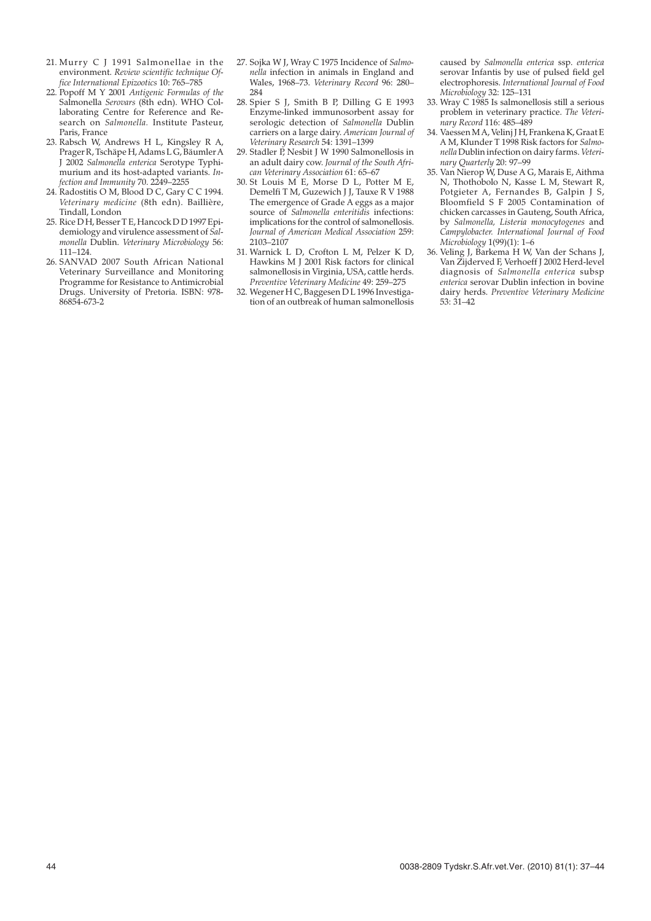21. Murry C J 1991 Salmonellae in the environment. *Review scientific technique Office International Epizootics* 10: 765–785
22. Popoff M Y 2001 *Antigenic Formulas of the* Salmonella *Serovars* (8th edn). WHO Collaborating Centre for Reference and Research on *Salmonella.* Institute Pasteur, Paris, France
23. Rabsch W, Andrews H L, Kingsley R A, Prager R, Tschäpe H, Adams L G, Bäumler A J 2002 *Salmonella enterica* Serotype Typhimurium and its host-adapted variants. *Infection and Immunity* 70. 2249–2255
24. Radostitis O M, Blood D C, Gary C C 1994. *Veterinary medicine* (8th edn). Baillière, Tindall, London
25. Rice D H, Besser T E, Hancock D D 1997 Epidemiology and virulence assessment of *Salmonella* Dublin. *Veterinary Microbiology* 56: 111–124.
26. SANVAD 2007 South African National Veterinary Surveillance and Monitoring Programme for Resistance to Antimicrobial Drugs. University of Pretoria. ISBN: 978-86854-673-2
27. Sojka W J, Wray C 1975 Incidence of *Salmonella* infection in animals in England and Wales, 1968–73. *Veterinary Record* 96: 280–284
28. Spier S J, Smith B P, Dilling G E 1993 Enzyme-linked immunosorbent assay for serologic detection of *Salmonella* Dublin carriers on a large dairy. *American Journal of Veterinary Research* 54: 1391–1399
29. Stadler P, Nesbit J W 1990 Salmonellosis in an adult dairy cow. *Journal of the South African Veterinary Association* 61: 65–67
30. St Louis M E, Morse D L, Potter M E, Demelfi T M, Guzewich J J, Tauxe R V 1988 The emergence of Grade A eggs as a major source of *Salmonella enteritidis* infections: implications for the control of salmonellosis. *Journal of American Medical Association* 259: 2103–2107
31. Warnick L D, Crofton L M, Pelzer K D, Hawkins M J 2001 Risk factors for clinical salmonellosis in Virginia, USA, cattle herds. *Preventive Veterinary Medicine* 49: 259–275
32. Wegener H C, Baggesen D L 1996 Investigation of an outbreak of human salmonellosis caused by *Salmonella enterica* ssp. *enterica* serovar Infantis by use of pulsed field gel electrophoresis. *International Journal of Food Microbiology* 32: 125–131
33. Wray C 1985 Is salmonellosis still a serious problem in veterinary practice. *The Veterinary Record* 116: 485–489
34. Vaessen M A, Velinj J H, Frankena K, Graat E A M, Klunder T 1998 Risk factors for *Salmonella* Dublin infection on dairy farms. *Veterinary Quarterly* 20: 97–99
35. Van Nierop W, Duse A G, Marais E, Aithma N, Thothobolo N, Kasse L M, Stewart R, Potgieter A, Fernandes B, Galpin J S, Bloomfield S F 2005 Contamination of chicken carcasses in Gauteng, South Africa, by *Salmonella, Listeria monocytogenes* and *Campylobacter. International Journal of Food Microbiology* 1(99)(1): 1–6
36. Veling J, Barkema H W, Van der Schans J, Van Zijderved F, Verhoeff J 2002 Herd-level diagnosis of *Salmonella enterica* subsp *enterica* serovar Dublin infection in bovine dairy herds. *Preventive Veterinary Medicine* 53: 31–42